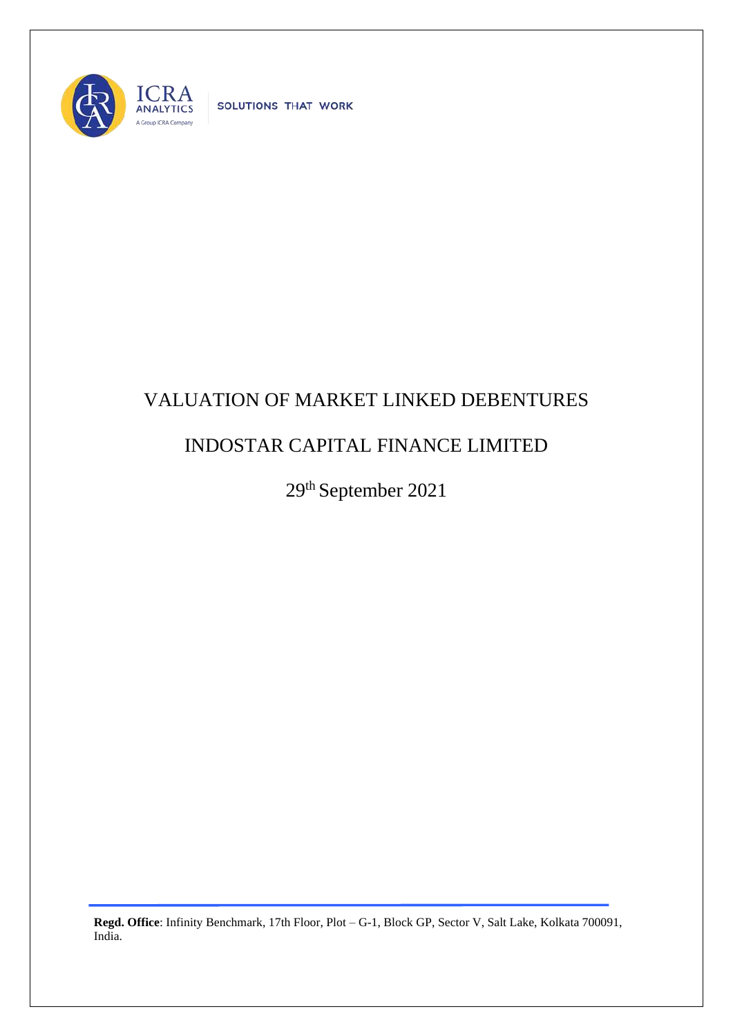# VALUATION OF MARKET LINKED DEBENTURES

## INDOSTAR CAPITAL FINANCE LIMITED

29th September 2021

**Regd. Office**: Infinity Benchmark, 17th Floor, Plot – G-1, Block GP, Sector V, Salt Lake, Kolkata 700091, India.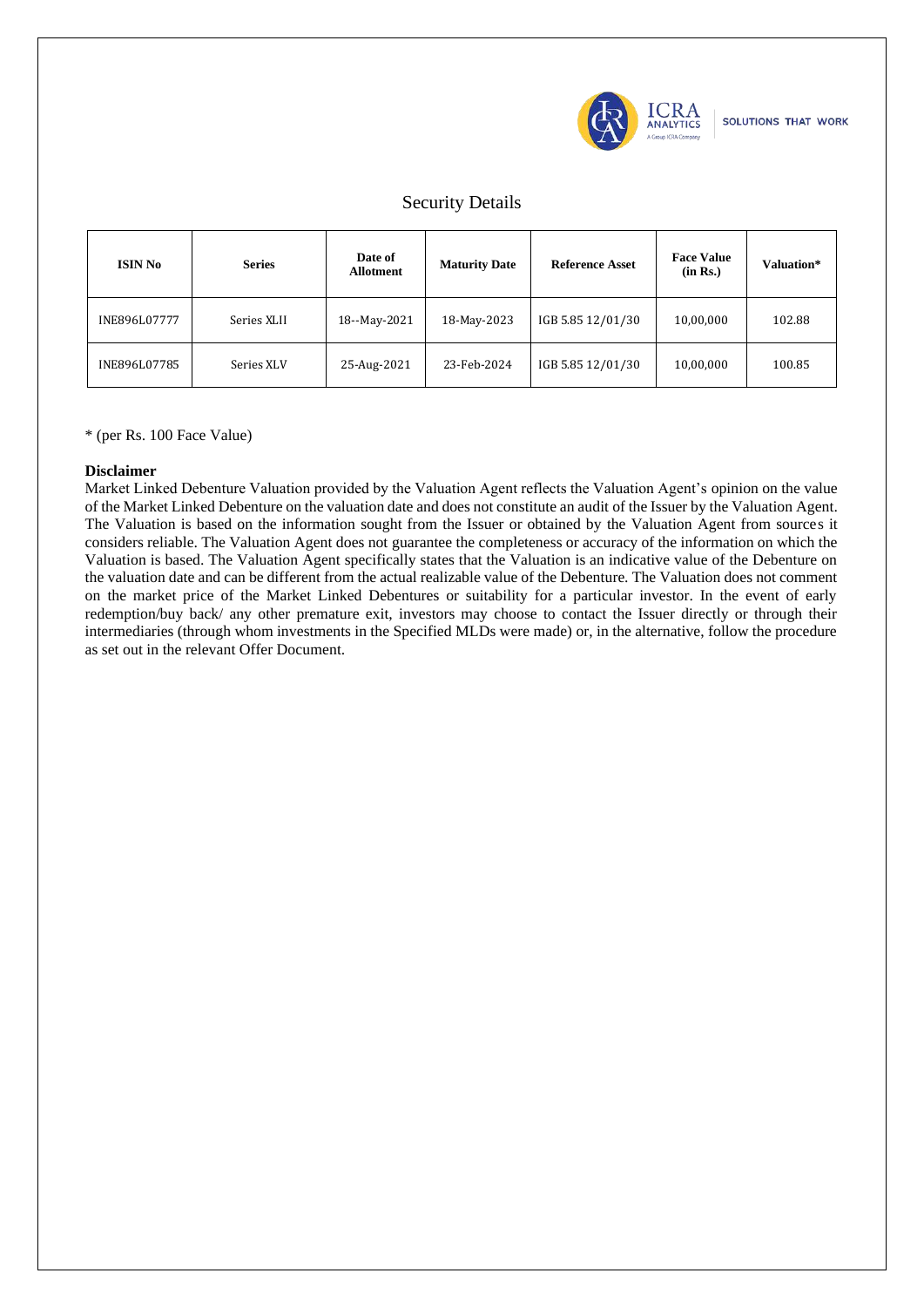## Security Details

| ISIN No | Series | Date of Allotment | Maturity Date | Reference Asset | Face Value (in Rs.) | Valuation* |
|---|---|---|---|---|---|---|
| INE896L07777 | Series XLII | 18--May-2021 | 18-May-2023 | IGB 5.85 12/01/30 | 10,00,000 | 102.88 |
| INE896L07785 | Series XLV | 25-Aug-2021 | 23-Feb-2024 | IGB 5.85 12/01/30 | 10,00,000 | 100.85 |

* (per Rs. 100 Face Value)

**Disclaimer**

Market Linked Debenture Valuation provided by the Valuation Agent reflects the Valuation Agent's opinion on the value of the Market Linked Debenture on the valuation date and does not constitute an audit of the Issuer by the Valuation Agent. The Valuation is based on the information sought from the Issuer or obtained by the Valuation Agent from sources it considers reliable. The Valuation Agent does not guarantee the completeness or accuracy of the information on which the Valuation is based. The Valuation Agent specifically states that the Valuation is an indicative value of the Debenture on the valuation date and can be different from the actual realizable value of the Debenture. The Valuation does not comment on the market price of the Market Linked Debentures or suitability for a particular investor. In the event of early redemption/buy back/ any other premature exit, investors may choose to contact the Issuer directly or through their intermediaries (through whom investments in the Specified MLDs were made) or, in the alternative, follow the procedure as set out in the relevant Offer Document.